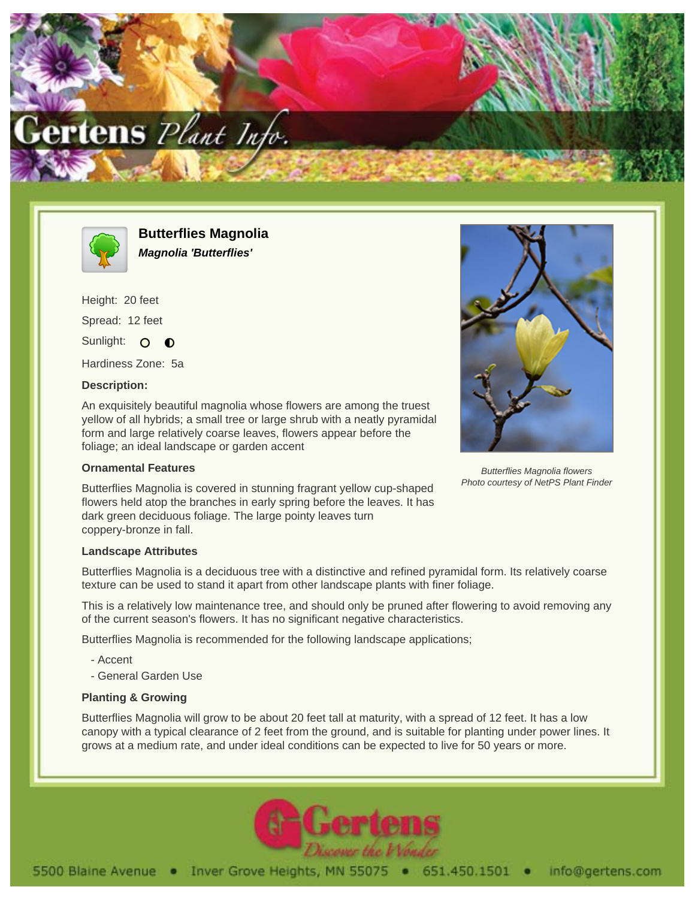# Butterflies Magnolia

***Magnolia 'Butterflies'***

Height: 20 feet

Spread: 12 feet

Sunlight:

Hardiness Zone: 5a

### Description:

An exquisitely beautiful magnolia whose flowers are among the truest yellow of all hybrids; a small tree or large shrub with a neatly pyramidal form and large relatively coarse leaves, flowers appear before the foliage; an ideal landscape or garden accent

*Butterflies Magnolia flowers*
*Photo courtesy of NetPS Plant Finder*

### Ornamental Features

Butterflies Magnolia is covered in stunning fragrant yellow cup-shaped flowers held atop the branches in early spring before the leaves. It has dark green deciduous foliage. The large pointy leaves turn coppery-bronze in fall.

### Landscape Attributes

Butterflies Magnolia is a deciduous tree with a distinctive and refined pyramidal form. Its relatively coarse texture can be used to stand it apart from other landscape plants with finer foliage.

This is a relatively low maintenance tree, and should only be pruned after flowering to avoid removing any of the current season's flowers. It has no significant negative characteristics.

Butterflies Magnolia is recommended for the following landscape applications;

- Accent
- General Garden Use

### Planting & Growing

Butterflies Magnolia will grow to be about 20 feet tall at maturity, with a spread of 12 feet. It has a low canopy with a typical clearance of 2 feet from the ground, and is suitable for planting under power lines. It grows at a medium rate, and under ideal conditions can be expected to live for 50 years or more.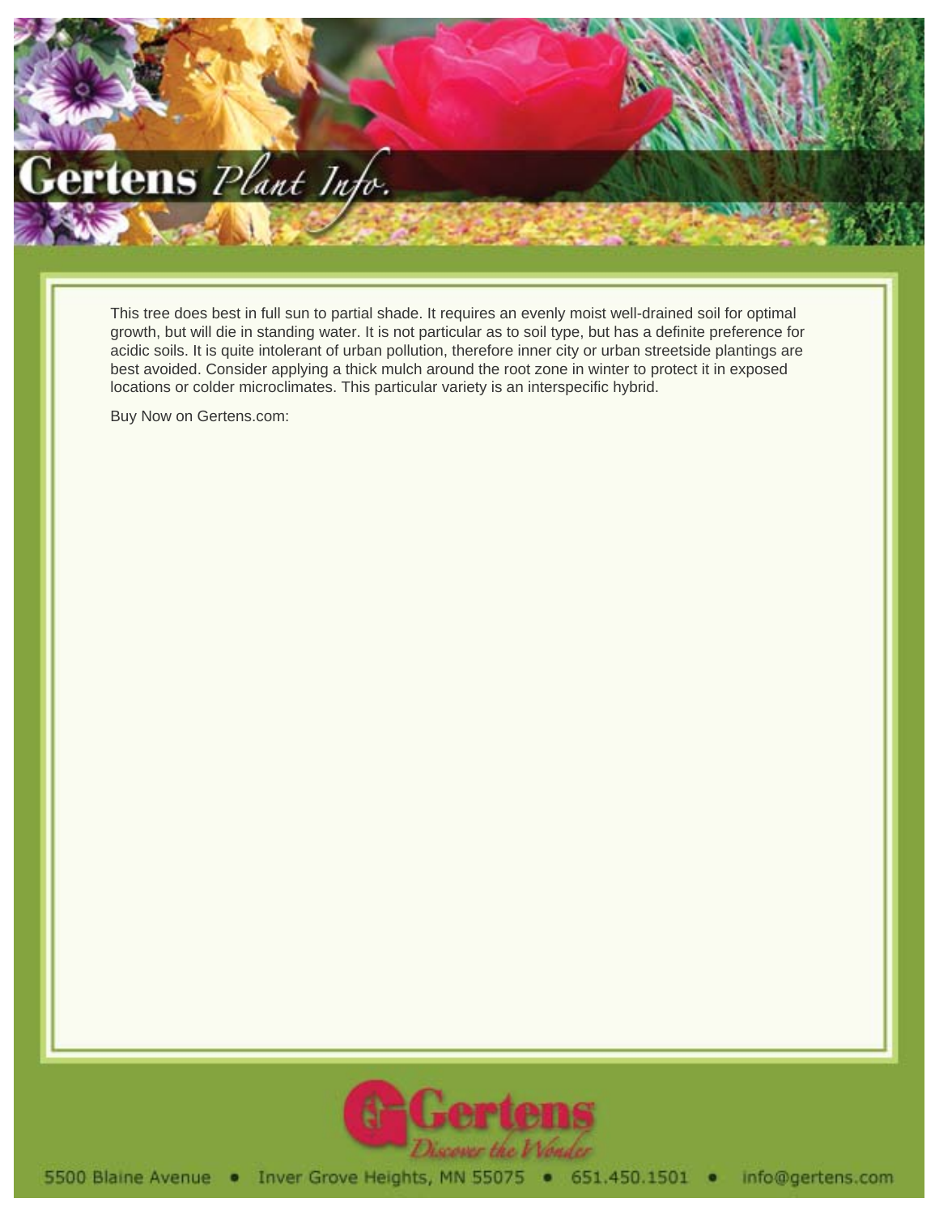This tree does best in full sun to partial shade. It requires an evenly moist well-drained soil for optimal growth, but will die in standing water. It is not particular as to soil type, but has a definite preference for acidic soils. It is quite intolerant of urban pollution, therefore inner city or urban streetside plantings are best avoided. Consider applying a thick mulch around the root zone in winter to protect it in exposed locations or colder microclimates. This particular variety is an interspecific hybrid.

Buy Now on Gertens.com: